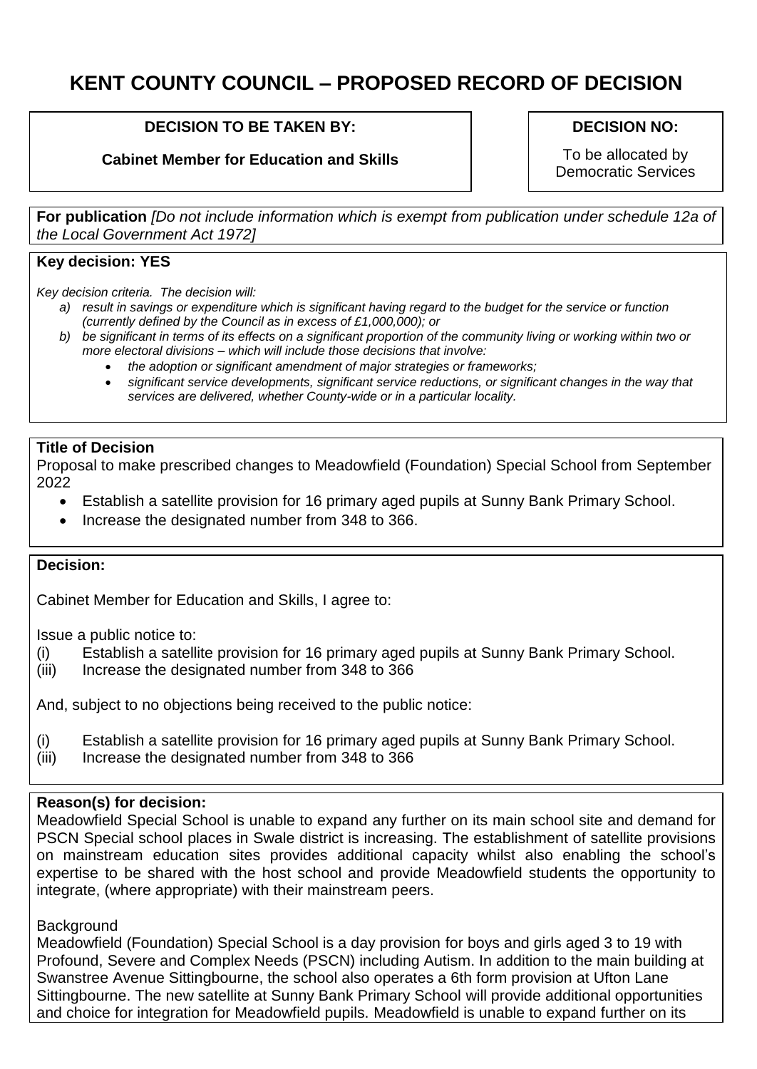# KENT COUNTY COUNCIL – PROPOSED RECORD OF DECISION

**DECISION TO BE TAKEN BY:**

**Cabinet Member for Education and Skills**

**DECISION NO:**

To be allocated by Democratic Services

**For publication** *[Do not include information which is exempt from publication under schedule 12a of the Local Government Act 1972]*

**Key decision: YES**

*Key decision criteria. The decision will:*

*a) result in savings or expenditure which is significant having regard to the budget for the service or function (currently defined by the Council as in excess of £1,000,000); or*

*b) be significant in terms of its effects on a significant proportion of the community living or working within two or more electoral divisions – which will include those decisions that involve:*

- *the adoption or significant amendment of major strategies or frameworks;*
- *significant service developments, significant service reductions, or significant changes in the way that services are delivered, whether County-wide or in a particular locality.*

**Title of Decision**

Proposal to make prescribed changes to Meadowfield (Foundation) Special School from September 2022

- Establish a satellite provision for 16 primary aged pupils at Sunny Bank Primary School.
- Increase the designated number from 348 to 366.

**Decision:**

Cabinet Member for Education and Skills, I agree to:

Issue a public notice to:

(i) Establish a satellite provision for 16 primary aged pupils at Sunny Bank Primary School.
(iii) Increase the designated number from 348 to 366

And, subject to no objections being received to the public notice:

(i) Establish a satellite provision for 16 primary aged pupils at Sunny Bank Primary School.
(iii) Increase the designated number from 348 to 366

**Reason(s) for decision:**

Meadowfield Special School is unable to expand any further on its main school site and demand for PSCN Special school places in Swale district is increasing. The establishment of satellite provisions on mainstream education sites provides additional capacity whilst also enabling the school's expertise to be shared with the host school and provide Meadowfield students the opportunity to integrate, (where appropriate) with their mainstream peers.

Background

Meadowfield (Foundation) Special School is a day provision for boys and girls aged 3 to 19 with Profound, Severe and Complex Needs (PSCN) including Autism. In addition to the main building at Swanstree Avenue Sittingbourne, the school also operates a 6th form provision at Ufton Lane Sittingbourne. The new satellite at Sunny Bank Primary School will provide additional opportunities and choice for integration for Meadowfield pupils. Meadowfield is unable to expand further on its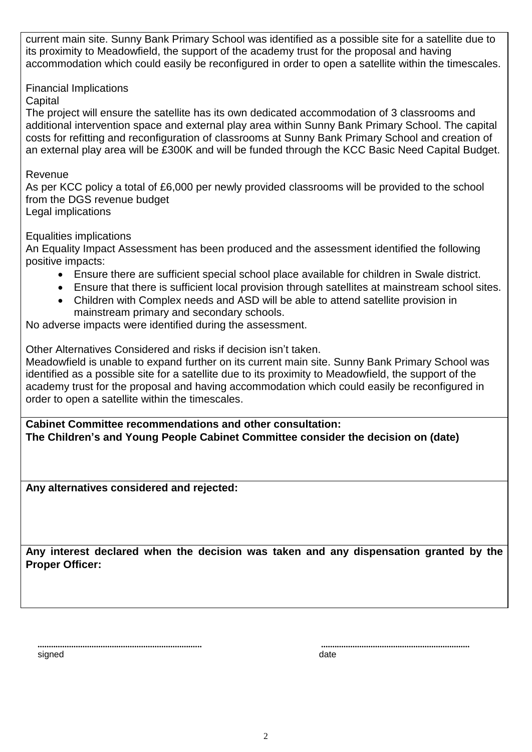current main site. Sunny Bank Primary School was identified as a possible site for a satellite due to its proximity to Meadowfield, the support of the academy trust for the proposal and having accommodation which could easily be reconfigured in order to open a satellite within the timescales.

Financial Implications

Capital

The project will ensure the satellite has its own dedicated accommodation of 3 classrooms and additional intervention space and external play area within Sunny Bank Primary School. The capital costs for refitting and reconfiguration of classrooms at Sunny Bank Primary School and creation of an external play area will be £300K and will be funded through the KCC Basic Need Capital Budget.

Revenue

As per KCC policy a total of £6,000 per newly provided classrooms will be provided to the school from the DGS revenue budget

Legal implications

Equalities implications

An Equality Impact Assessment has been produced and the assessment identified the following positive impacts:

- Ensure there are sufficient special school place available for children in Swale district.
- Ensure that there is sufficient local provision through satellites at mainstream school sites.
- Children with Complex needs and ASD will be able to attend satellite provision in mainstream primary and secondary schools.

No adverse impacts were identified during the assessment.

Other Alternatives Considered and risks if decision isn't taken.

Meadowfield is unable to expand further on its current main site. Sunny Bank Primary School was identified as a possible site for a satellite due to its proximity to Meadowfield, the support of the academy trust for the proposal and having accommodation which could easily be reconfigured in order to open a satellite within the timescales.

**Cabinet Committee recommendations and other consultation:**
**The Children's and Young People Cabinet Committee consider the decision on (date)**

**Any alternatives considered and rejected:**

**Any interest declared when the decision was taken and any dispensation granted by the Proper Officer:**

.........................................................................
signed

.................................................................
date